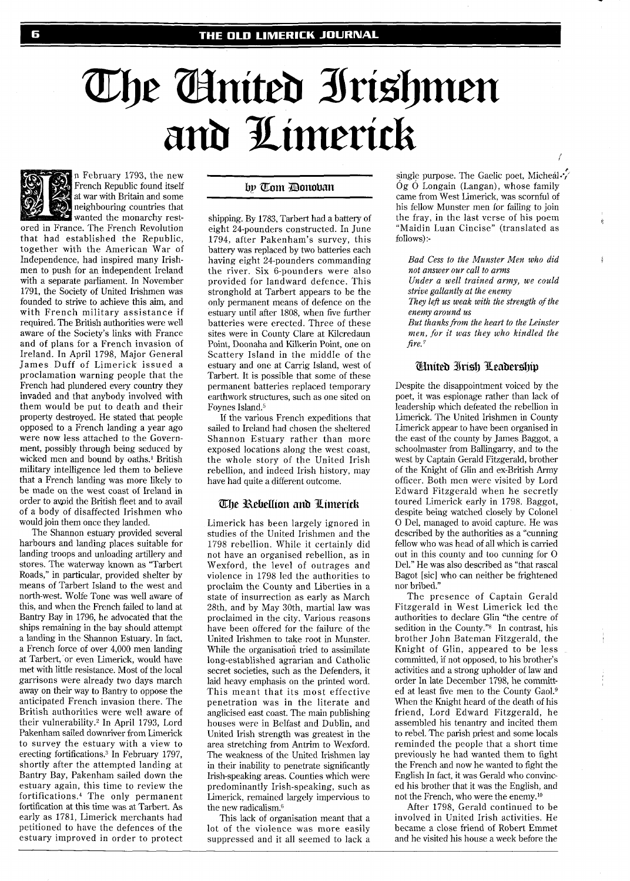# The United Irishmen and Limerick

by Tom Donovan

In February 1793, the new French Republic found itself at war with Britain and some neighbouring countries that wanted the monarchy restored in France. The French Revolution that had established the Republic, together with the American War of Independence, had inspired many Irishmen to push for an independent Ireland with a separate parliament. In November 1791, the Society of United Irishmen was founded to strive to achieve this aim, and with French military assistance if required. The British authorities were well aware of the Society's links with France and of plans for a French invasion of Ireland. In April 1798, Major General James Duff of Limerick issued a proclamation warning people that the French had plundered every country they invaded and that anybody involved with them would be put to death and their property destroyed. He stated that people opposed to a French landing a year ago were now less attached to the Government, possibly through being seduced by wicked men and bound by oaths.[1] British military intelligence led them to believe that a French landing was more likely to be made on the west coast of Ireland in order to avoid the British fleet and to avail of a body of disaffected Irishmen who would join them once they landed.

The Shannon estuary provided several harbours and landing places suitable for landing troops and unloading artillery and stores. The waterway known as "Tarbert Roads," in particular, provided shelter by means of Tarbert Island to the west and north-west. Wolfe Tone was well aware of this, and when the French failed to land at Bantry Bay in 1796, he advocated that the ships remaining in the bay should attempt a landing in the Shannon Estuary. In fact, a French force of over 4,000 men landing at Tarbert, or even Limerick, would have met with little resistance. Most of the local garrisons were already two days march away on their way to Bantry to oppose the anticipated French invasion there. The British authorities were well aware of their vulnerability.[2] In April 1793, Lord Pakenham sailed downriver from Limerick to survey the estuary with a view to erecting fortifications.[3] In February 1797, shortly after the attempted landing at Bantry Bay, Pakenham sailed down the estuary again, this time to review the fortifications.[4] The only permanent fortification at this time was at Tarbert. As early as 1781, Limerick merchants had petitioned to have the defences of the estuary improved in order to protect shipping. By 1783, Tarbert had a battery of eight 24-pounders constructed. In June 1794, after Pakenham's survey, this battery was replaced by two batteries each having eight 24-pounders commanding the river. Six 6-pounders were also provided for landward defence. This stronghold at Tarbert appears to be the only permanent means of defence on the estuary until after 1808, when five further batteries were erected. Three of these sites were in County Clare at Kilcredaun Point, Doonaha and Kilkerin Point, one on Scattery Island in the middle of the estuary and one at Carrig Island, west of Tarbert. It is possible that some of these permanent batteries replaced temporary earthwork structures, such as one sited on Foynes Island.[5]

If the various French expeditions that sailed to Ireland had chosen the sheltered Shannon Estuary rather than more exposed locations along the west coast, the whole story of the United Irish rebellion, and indeed Irish history, may have had quite a different outcome.

## The Rebellion and Limerick

Limerick has been largely ignored in studies of the United Irishmen and the 1798 rebellion. While it certainly did not have an organised rebellion, as in Wexford, the level of outrages and violence in 1798 led the authorities to proclaim the County and Liberties in a state of insurrection as early as March 28th, and by May 30th, martial law was proclaimed in the city. Various reasons have been offered for the failure of the United Irishmen to take root in Munster. While the organisation tried to assimilate long-established agrarian and Catholic secret societies, such as the Defenders, it laid heavy emphasis on the printed word. This meant that its most effective penetration was in the literate and anglicised east coast. The main publishing houses were in Belfast and Dublin, and United Irish strength was greatest in the area stretching from Antrim to Wexford. The weakness of the United Irishmen lay in their inability to penetrate significantly Irish-speaking areas. Counties which were predominantly Irish-speaking, such as Limerick, remained largely impervious to the new radicalism.[6]

This lack of organisation meant that a lot of the violence was more easily suppressed and it all seemed to lack a single purpose. The Gaelic poet, Micheál Óg Ó Longain (Langan), whose family came from West Limerick, was scornful of his fellow Munster men for failing to join the fray, in the last verse of his poem "Maidin Luan Cincise" (translated as follows):-

*Bad Cess to the Munster Men who did not answer our call to arms*
*Under a well trained army, we could strive gallantly at the enemy*
*They left us weak with the strength of the enemy around us*
*But thanks from the heart to the Leinster men, for it was they who kindled the fire.*[7]

### United Irish Leadership

Despite the disappointment voiced by the poet, it was espionage rather than lack of leadership which defeated the rebellion in Limerick. The United Irishmen in County Limerick appear to have been organised in the east of the county by James Baggot, a schoolmaster from Ballingarry, and to the west by Captain Gerald Fitzgerald, brother of the Knight of Glin and ex-British Army officer. Both men were visited by Lord Edward Fitzgerald when he secretly toured Limerick early in 1798. Baggot, despite being watched closely by Colonel O Del, managed to avoid capture. He was described by the authorities as a "cunning fellow who was head of all which is carried out in this county and too cunning for O Del." He was also described as "that rascal Bagot [sic] who can neither be frightened nor bribed."

The presence of Captain Gerald Fitzgerald in West Limerick led the authorities to declare Glin "the centre of sedition in the County."[8] In contrast, his brother John Bateman Fitzgerald, the Knight of Glin, appeared to be less committed, if not opposed, to his brother's activities and a strong upholder of law and order In late December 1798, he committed at least five men to the County Gaol.[9] When the Knight heard of the death of his friend, Lord Edward Fitzgerald, he assembled his tenantry and incited them to rebel. The parish priest and some locals reminded the people that a short time previously he had wanted them to fight the French and now he wanted to fight the English In fact, it was Gerald who convinced his brother that it was the English, and not the French, who were the enemy.[10]

After 1798, Gerald continued to be involved in United Irish activities. He became a close friend of Robert Emmet and he visited his house a week before the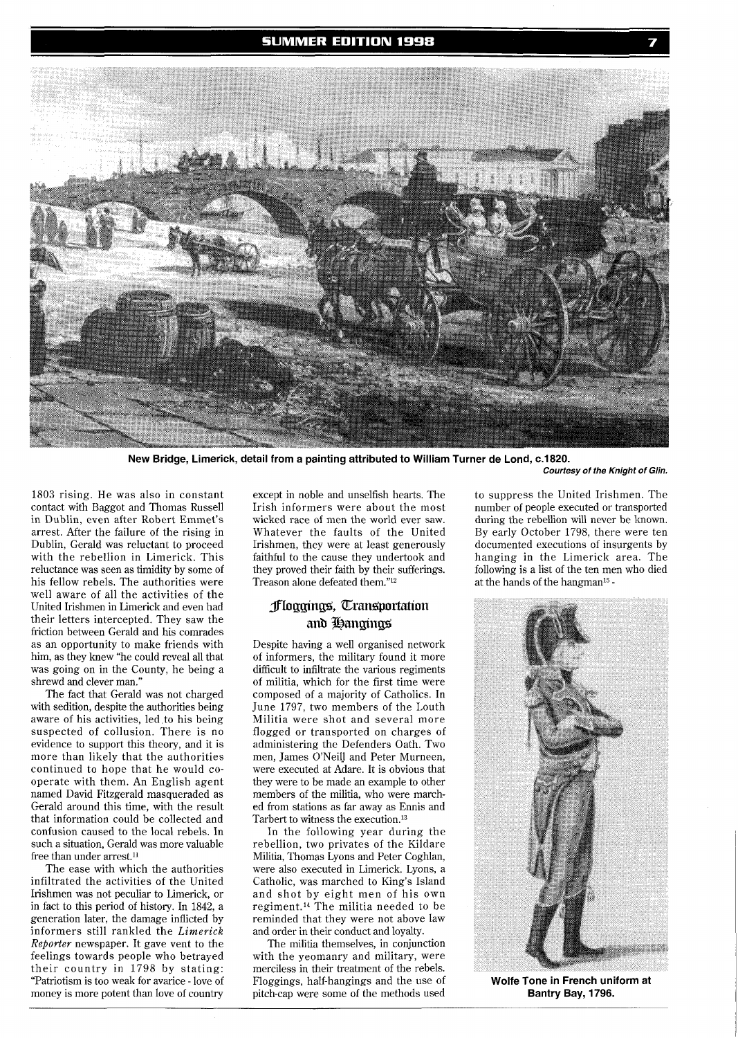New Bridge, Limerick, detail from a painting attributed to William Turner de Lond, c.1820.

*Courtesy of the Knight of Glin.*

1803 rising. He was also in constant contact with Baggot and Thomas Russell in Dublin, even after Robert Emmet's arrest. After the failure of the rising in Dublin, Gerald was reluctant to proceed with the rebellion in Limerick. This reluctance was seen as timidity by some of his fellow rebels. The authorities were well aware of all the activities of the United Irishmen in Limerick and even had their letters intercepted. They saw the friction between Gerald and his comrades as an opportunity to make friends with him, as they knew "he could reveal all that was going on in the County, he being a shrewd and clever man."

The fact that Gerald was not charged with sedition, despite the authorities being aware of his activities, led to his being suspected of collusion. There is no evidence to support this theory, and it is more than likely that the authorities continued to hope that he would co-operate with them. An English agent named David Fitzgerald masqueraded as Gerald around this time, with the result that information could be collected and confusion caused to the local rebels. In such a situation, Gerald was more valuable free than under arrest.[11]

The ease with which the authorities infiltrated the activities of the United Irishmen was not peculiar to Limerick, or in fact to this period of history. In 1842, a generation later, the damage inflicted by informers still rankled the *Limerick Reporter* newspaper. It gave vent to the feelings towards people who betrayed their country in 1798 by stating: "Patriotism is too weak for avarice - love of money is more potent than love of country except in noble and unselfish hearts. The Irish informers were about the most wicked race of men the world ever saw. Whatever the faults of the United Irishmen, they were at least generously faithful to the cause they undertook and they proved their faith by their sufferings. Treason alone defeated them."[12]

## Floggings, Transportation and Hangings

Despite having a well organised network of informers, the military found it more difficult to infiltrate the various regiments of militia, which for the first time were composed of a majority of Catholics. In June 1797, two members of the Louth Militia were shot and several more flogged or transported on charges of administering the Defenders Oath. Two men, James O'Neill and Peter Murneen, were executed at Adare. It is obvious that they were to be made an example to other members of the militia, who were marched from stations as far away as Ennis and Tarbert to witness the execution.[13]

In the following year during the rebellion, two privates of the Kildare Militia, Thomas Lyons and Peter Coghlan, were also executed in Limerick. Lyons, a Catholic, was marched to King's Island and shot by eight men of his own regiment.[14] The militia needed to be reminded that they were not above law and order in their conduct and loyalty.

The militia themselves, in conjunction with the yeomanry and military, were merciless in their treatment of the rebels. Floggings, half-hangings and the use of pitch-cap were some of the methods used to suppress the United Irishmen. The number of people executed or transported during the rebellion will never be known. By early October 1798, there were ten documented executions of insurgents by hanging in the Limerick area. The following is a list of the ten men who died at the hands of the hangman[15] -

Wolfe Tone in French uniform at Bantry Bay, 1796.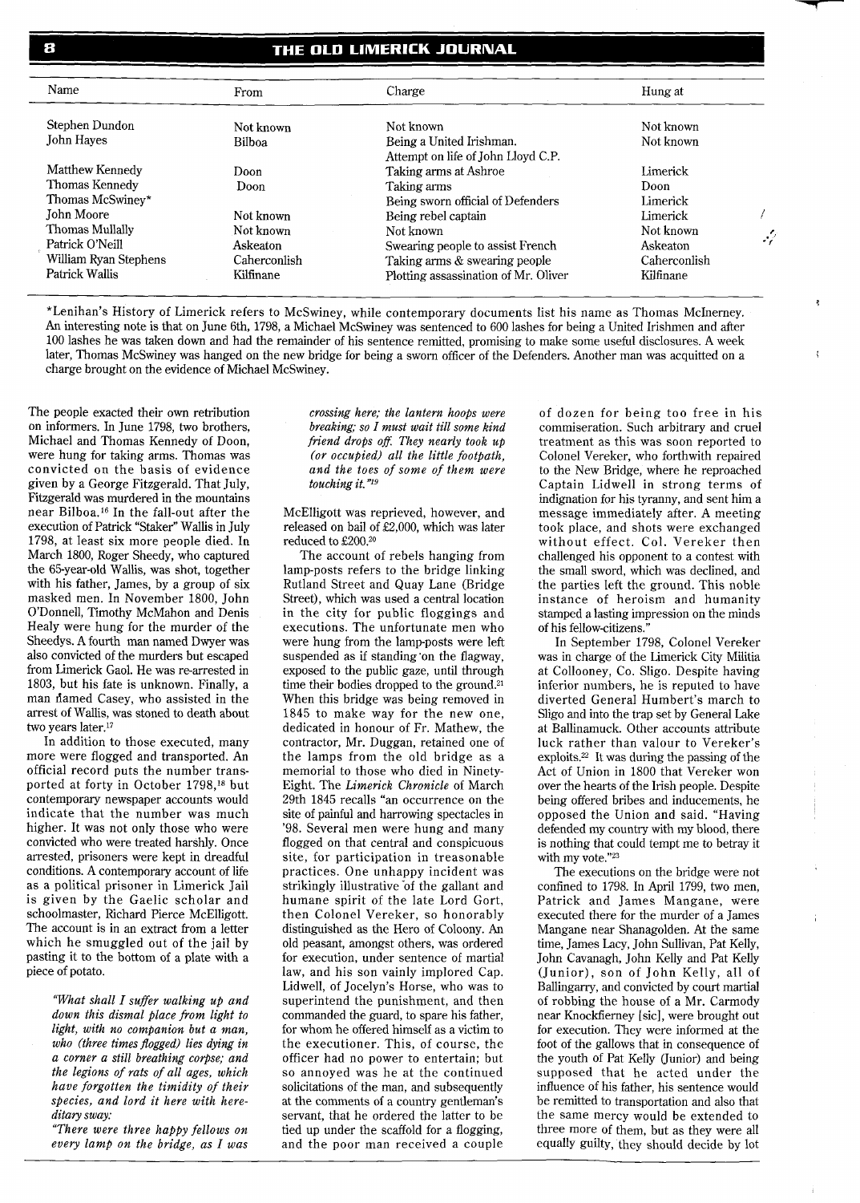| Name | From | Charge | Hung at |
|---|---|---|---|
| Stephen Dundon | Not known | Not known | Not known |
| John Hayes | Bilboa | Being a United Irishman. Attempt on life of John Lloyd C.P. | Not known |
| Matthew Kennedy | Doon | Taking arms at Ashroe | Limerick |
| Thomas Kennedy | Doon | Taking arms | Doon |
| Thomas McSwiney* | | Being sworn official of Defenders | Limerick |
| John Moore | Not known | Being rebel captain | Limerick |
| Thomas Mullally | Not known | Not known | Not known |
| Patrick O'Neill | Askeaton | Swearing people to assist French | Askeaton |
| William Ryan Stephens | Caherconlish | Taking arms & swearing people | Caherconlish |
| Patrick Wallis | Kilfinane | Plotting assassination of Mr. Oliver | Kilfinane |

*Lenihan's History of Limerick refers to McSwiney, while contemporary documents list his name as Thomas McInerney. An interesting note is that on June 6th, 1798, a Michael McSwiney was sentenced to 600 lashes for being a United Irishmen and after 100 lashes he was taken down and had the remainder of his sentence remitted, promising to make some useful disclosures. A week later, Thomas McSwiney was hanged on the new bridge for being a sworn officer of the Defenders. Another man was acquitted on a charge brought on the evidence of Michael McSwiney.

The people exacted their own retribution on informers. In June 1798, two brothers, Michael and Thomas Kennedy of Doon, were hung for taking arms. Thomas was convicted on the basis of evidence given by a George Fitzgerald. That July, Fitzgerald was murdered in the mountains near Bilboa.[16] In the fall-out after the execution of Patrick "Staker" Wallis in July 1798, at least six more people died. In March 1800, Roger Sheedy, who captured the 65-year-old Wallis, was shot, together with his father, James, by a group of six masked men. In November 1800, John O'Donnell, Timothy McMahon and Denis Healy were hung for the murder of the Sheedys. A fourth man named Dwyer was also convicted of the murders but escaped from Limerick Gaol. He was re-arrested in 1803, but his fate is unknown. Finally, a man named Casey, who assisted in the arrest of Wallis, was stoned to death about two years later.[17]

In addition to those executed, many more were flogged and transported. An official record puts the number transported at forty in October 1798,[18] but contemporary newspaper accounts would indicate that the number was much higher. It was not only those who were convicted who were treated harshly. Once arrested, prisoners were kept in dreadful conditions. A contemporary account of life as a political prisoner in Limerick Jail is given by the Gaelic scholar and schoolmaster, Richard Pierce McElligott. The account is in an extract from a letter which he smuggled out of the jail by pasting it to the bottom of a plate with a piece of potato.

> *"What shall I suffer walking up and down this dismal place from light to light, with no companion but a man, who (three times flogged) lies dying in a corner a still breathing corpse; and the legions of rats of all ages, which have forgotten the timidity of their species, and lord it here with hereditary sway:*
>
> *"There were three happy fellows on every lamp on the bridge, as I was crossing here; the lantern hoops were breaking; so I must wait till some kind friend drops off. They nearly took up (or occupied) all the little footpath, and the toes of some of them were touching it."*[19]

McElligott was reprieved, however, and released on bail of £2,000, which was later reduced to £200.[20]

The account of rebels hanging from lamp-posts refers to the bridge linking Rutland Street and Quay Lane (Bridge Street), which was used a central location in the city for public floggings and executions. The unfortunate men who were hung from the lamp-posts were left suspended as if standing on the flagway, exposed to the public gaze, until through time their bodies dropped to the ground.[21] When this bridge was being removed in 1845 to make way for the new one, dedicated in honour of Fr. Mathew, the contractor, Mr. Duggan, retained one of the lamps from the old bridge as a memorial to those who died in Ninety-Eight. The *Limerick Chronicle* of March 29th 1845 recalls "an occurrence on the site of painful and harrowing spectacles in '98. Several men were hung and many flogged on that central and conspicuous site, for participation in treasonable practices. One unhappy incident was strikingly illustrative of the gallant and humane spirit of the late Lord Gort, then Colonel Vereker, so honorably distinguished as the Hero of Coloony. An old peasant, amongst others, was ordered for execution, under sentence of martial law, and his son vainly implored Cap. Lidwell, of Jocelyn's Horse, who was to superintend the punishment, and then commanded the guard, to spare his father, for whom he offered himself as a victim to the executioner. This, of course, the officer had no power to entertain; but so annoyed was he at the continued solicitations of the man, and subsequently at the comments of a country gentleman's servant, that he ordered the latter to be tied up under the scaffold for a flogging, and the poor man received a couple of dozen for being too free in his commiseration. Such arbitrary and cruel treatment as this was soon reported to Colonel Vereker, who forthwith repaired to the New Bridge, where he reproached Captain Lidwell in strong terms of indignation for his tyranny, and sent him a message immediately after. A meeting took place, and shots were exchanged without effect. Col. Vereker then challenged his opponent to a contest with the small sword, which was declined, and the parties left the ground. This noble instance of heroism and humanity stamped a lasting impression on the minds of his fellow-citizens."

In September 1798, Colonel Vereker was in charge of the Limerick City Militia at Collooney, Co. Sligo. Despite having inferior numbers, he is reputed to have diverted General Humbert's march to Sligo and into the trap set by General Lake at Ballinamuck. Other accounts attribute luck rather than valour to Vereker's exploits.[22] It was during the passing of the Act of Union in 1800 that Vereker won over the hearts of the Irish people. Despite being offered bribes and inducements, he opposed the Union and said. "Having defended my country with my blood, there is nothing that could tempt me to betray it with my vote."[23]

The executions on the bridge were not confined to 1798. In April 1799, two men, Patrick and James Mangane, were executed there for the murder of a James Mangane near Shanagolden. At the same time, James Lacy, John Sullivan, Pat Kelly, John Cavanagh, John Kelly and Pat Kelly (Junior), son of John Kelly, all of Ballingarry, and convicted by court martial of robbing the house of a Mr. Carmody near Knockfierney [sic], were brought out for execution. They were informed at the foot of the gallows that in consequence of the youth of Pat Kelly (Junior) and being supposed that he acted under the influence of his father, his sentence would be remitted to transportation and also that the same mercy would be extended to three more of them, but as they were all equally guilty, they should decide by lot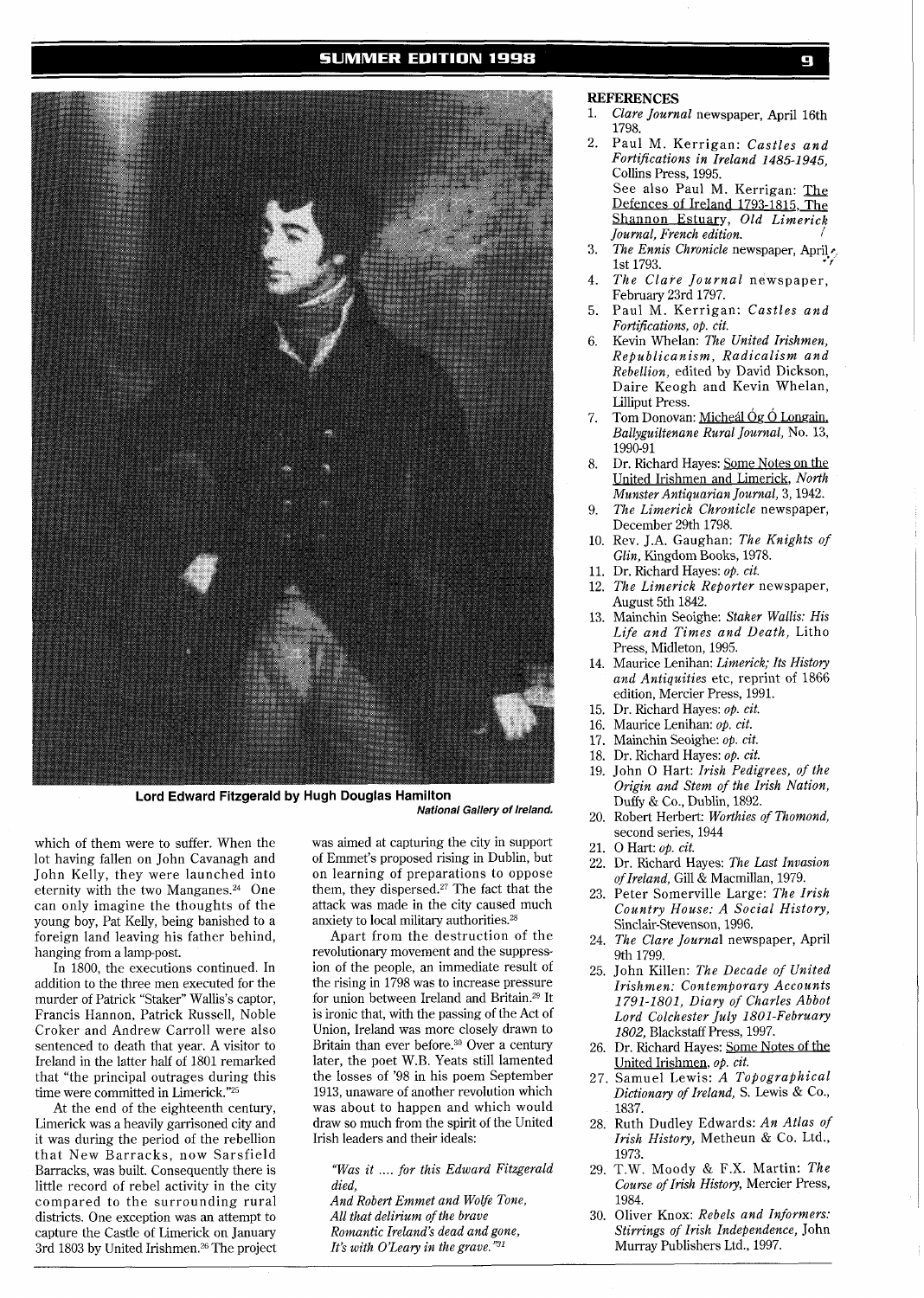Lord Edward Fitzgerald by Hugh Douglas Hamilton
*National Gallery of Ireland.*

which of them were to suffer. When the lot having fallen on John Cavanagh and John Kelly, they were launched into eternity with the two Manganes.[24] One can only imagine the thoughts of the young boy, Pat Kelly, being banished to a foreign land leaving his father behind, hanging from a lamp-post.

In 1800, the executions continued. In addition to the three men executed for the murder of Patrick "Staker" Wallis's captor, Francis Hannon, Patrick Russell, Noble Croker and Andrew Carroll were also sentenced to death that year. A visitor to Ireland in the latter half of 1801 remarked that "the principal outrages during this time were committed in Limerick."[25]

At the end of the eighteenth century, Limerick was a heavily garrisoned city and it was during the period of the rebellion that New Barracks, now Sarsfield Barracks, was built. Consequently there is little record of rebel activity in the city compared to the surrounding rural districts. One exception was an attempt to capture the Castle of Limerick on January 3rd 1803 by United Irishmen.[26] The project was aimed at capturing the city in support of Emmet's proposed rising in Dublin, but on learning of preparations to oppose them, they dispersed.[27] The fact that the attack was made in the city caused much anxiety to local military authorities.[28]

Apart from the destruction of the revolutionary movement and the suppression of the people, an immediate result of the rising in 1798 was to increase pressure for union between Ireland and Britain.[29] It is ironic that, with the passing of the Act of Union, Ireland was more closely drawn to Britain than ever before.[30] Over a century later, the poet W.B. Yeats still lamented the losses of '98 in his poem September 1913, unaware of another revolution which was about to happen and which would draw so much from the spirit of the United Irish leaders and their ideals:

> *"Was it .... for this Edward Fitzgerald died,*
> *And Robert Emmet and Wolfe Tone,*
> *All that delirium of the brave*
> *Romantic Ireland's dead and gone,*
> *It's with O'Leary in the grave."*[31]

## REFERENCES

1. *Clare Journal* newspaper, April 16th 1798.
2. Paul M. Kerrigan: *Castles and Fortifications in Ireland 1485-1945,* Collins Press, 1995. See also Paul M. Kerrigan: The Defences of Ireland 1793-1815, The Shannon Estuary, *Old Limerick Journal, French edition.*
3. *The Ennis Chronicle* newspaper, April 1st 1793.
4. *The Clare Journal* newspaper, February 23rd 1797.
5. Paul M. Kerrigan: *Castles and Fortifications, op. cit.*
6. Kevin Whelan: *The United Irishmen, Republicanism, Radicalism and Rebellion,* edited by David Dickson, Daire Keogh and Kevin Whelan, Lilliput Press.
7. Tom Donovan: Micheál Óg Ó Longain, *Ballyguiltenane Rural Journal,* No. 13, 1990-91
8. Dr. Richard Hayes: Some Notes on the United Irishmen and Limerick, *North Munster Antiquarian Journal,* 3, 1942.
9. *The Limerick Chronicle* newspaper, December 29th 1798.
10. Rev. J.A. Gaughan: *The Knights of Glin,* Kingdom Books, 1978.
11. Dr. Richard Hayes: *op. cit.*
12. *The Limerick Reporter* newspaper, August 5th 1842.
13. Mainchin Seoighe: *Staker Wallis: His Life and Times and Death,* Litho Press, Midleton, 1995.
14. Maurice Lenihan: *Limerick; Its History and Antiquities* etc, reprint of 1866 edition, Mercier Press, 1991.
15. Dr. Richard Hayes: *op. cit.*
16. Maurice Lenihan: *op. cit.*
17. Mainchin Seoighe: *op. cit.*
18. Dr. Richard Hayes: *op. cit.*
19. John O Hart: *Irish Pedigrees, of the Origin and Stem of the Irish Nation,* Duffy & Co., Dublin, 1892.
20. Robert Herbert: *Worthies of Thomond,* second series, 1944
21. O Hart: *op. cit.*
22. Dr. Richard Hayes: *The Last Invasion of Ireland,* Gill & Macmillan, 1979.
23. Peter Somerville Large: *The Irish Country House: A Social History,* Sinclair-Stevenson, 1996.
24. *The Clare Journal* newspaper, April 9th 1799.
25. John Killen: *The Decade of United Irishmen: Contemporary Accounts 1791-1801, Diary of Charles Abbot Lord Colchester July 1801-February 1802,* Blackstaff Press, 1997.
26. Dr. Richard Hayes: Some Notes of the United Irishmen, *op. cit.*
27. Samuel Lewis: *A Topographical Dictionary of Ireland,* S. Lewis & Co., 1837.
28. Ruth Dudley Edwards: *An Atlas of Irish History,* Metheun & Co. Ltd., 1973.
29. T.W. Moody & F.X. Martin: *The Course of Irish History,* Mercier Press, 1984.
30. Oliver Knox: *Rebels and Informers: Stirrings of Irish Independence,* John Murray Publishers Ltd., 1997.